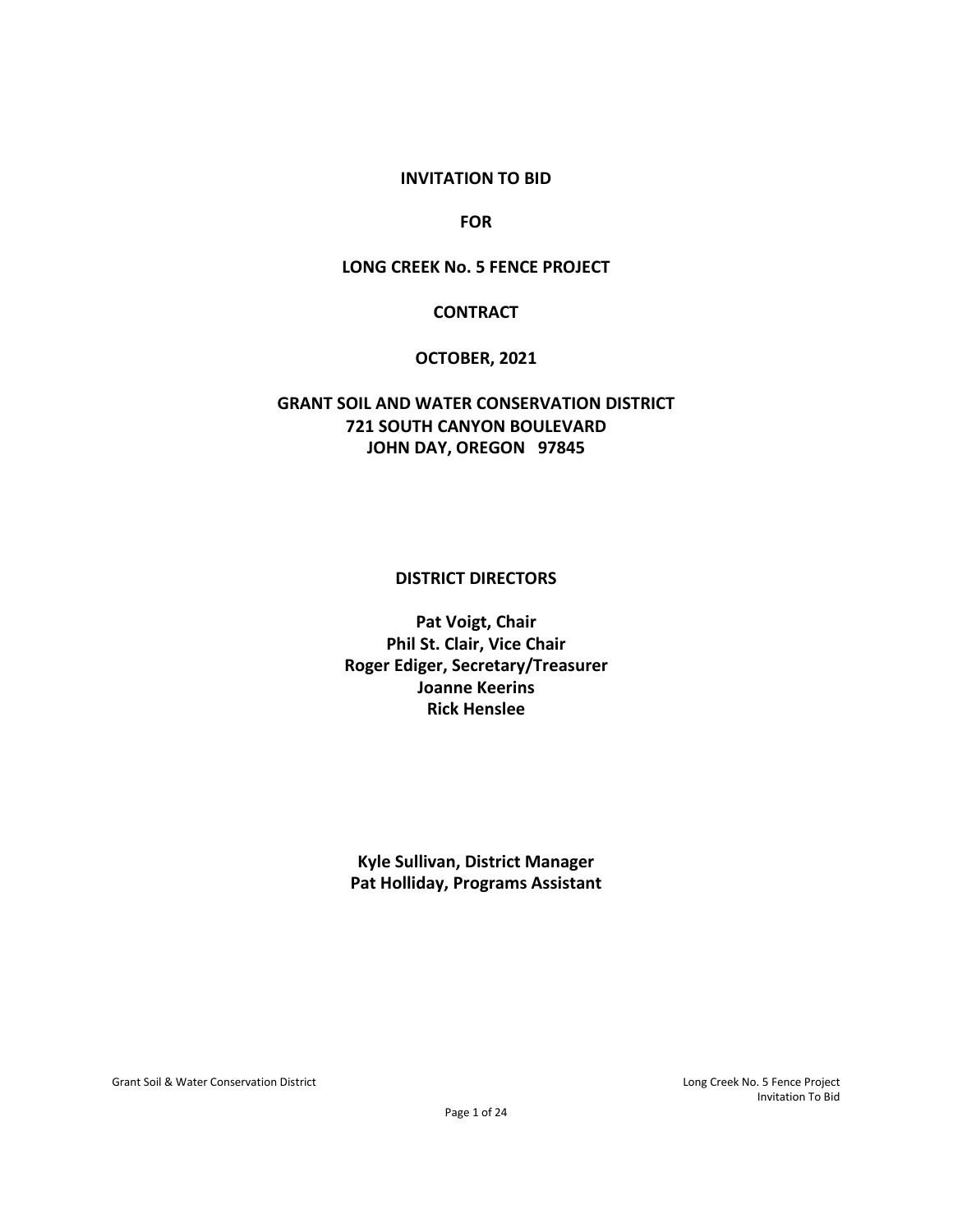# INVITATION TO BID

# FOR

# LONG CREEK No. 5 FENCE PROJECT

# CONTRACT

# OCTOBER, 2021

**GRANT SOIL AND WATER CONSERVATION DISTRICT**
**721 SOUTH CANYON BOULEVARD**
**JOHN DAY, OREGON 97845**

## DISTRICT DIRECTORS

**Pat Voigt, Chair**
**Phil St. Clair, Vice Chair**
**Roger Ediger, Secretary/Treasurer**
**Joanne Keerins**
**Rick Henslee**

**Kyle Sullivan, District Manager**
**Pat Holliday, Programs Assistant**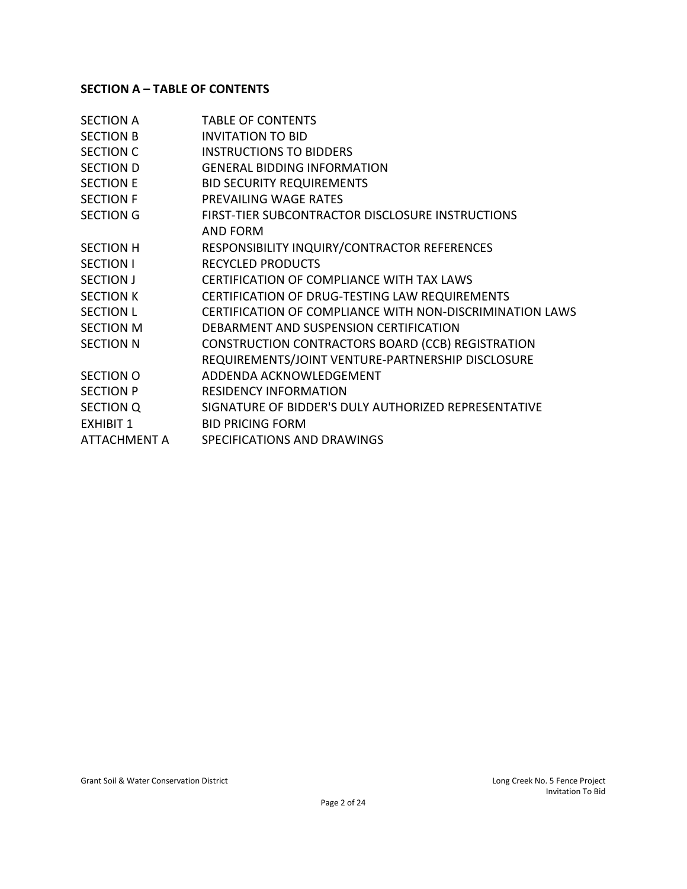## SECTION A – TABLE OF CONTENTS

| | |
|---|---|
| SECTION A | TABLE OF CONTENTS |
| SECTION B | INVITATION TO BID |
| SECTION C | INSTRUCTIONS TO BIDDERS |
| SECTION D | GENERAL BIDDING INFORMATION |
| SECTION E | BID SECURITY REQUIREMENTS |
| SECTION F | PREVAILING WAGE RATES |
| SECTION G | FIRST-TIER SUBCONTRACTOR DISCLOSURE INSTRUCTIONS AND FORM |
| SECTION H | RESPONSIBILITY INQUIRY/CONTRACTOR REFERENCES |
| SECTION I | RECYCLED PRODUCTS |
| SECTION J | CERTIFICATION OF COMPLIANCE WITH TAX LAWS |
| SECTION K | CERTIFICATION OF DRUG-TESTING LAW REQUIREMENTS |
| SECTION L | CERTIFICATION OF COMPLIANCE WITH NON-DISCRIMINATION LAWS |
| SECTION M | DEBARMENT AND SUSPENSION CERTIFICATION |
| SECTION N | CONSTRUCTION CONTRACTORS BOARD (CCB) REGISTRATION REQUIREMENTS/JOINT VENTURE-PARTNERSHIP DISCLOSURE |
| SECTION O | ADDENDA ACKNOWLEDGEMENT |
| SECTION P | RESIDENCY INFORMATION |
| SECTION Q | SIGNATURE OF BIDDER'S DULY AUTHORIZED REPRESENTATIVE |
| EXHIBIT 1 | BID PRICING FORM |
| ATTACHMENT A | SPECIFICATIONS AND DRAWINGS |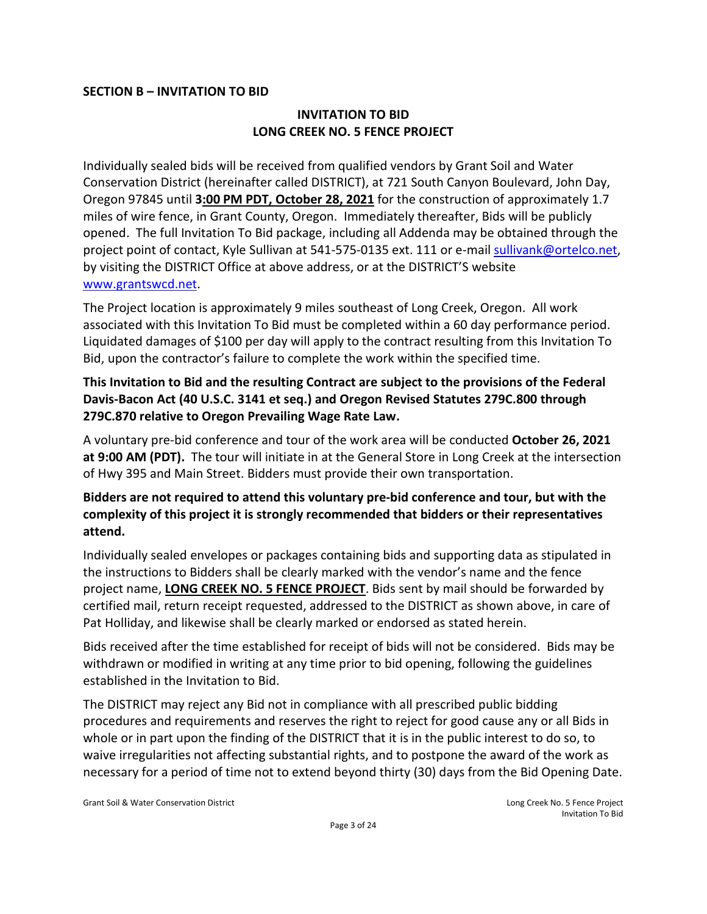**SECTION B – INVITATION TO BID**

## INVITATION TO BID
## LONG CREEK NO. 5 FENCE PROJECT

Individually sealed bids will be received from qualified vendors by Grant Soil and Water Conservation District (hereinafter called DISTRICT), at 721 South Canyon Boulevard, John Day, Oregon 97845 until **3:00 PM PDT, October 28, 2021** for the construction of approximately 1.7 miles of wire fence, in Grant County, Oregon. Immediately thereafter, Bids will be publicly opened. The full Invitation To Bid package, including all Addenda may be obtained through the project point of contact, Kyle Sullivan at 541-575-0135 ext. 111 or e-mail sullivank@ortelco.net, by visiting the DISTRICT Office at above address, or at the DISTRICT'S website www.grantswcd.net.

The Project location is approximately 9 miles southeast of Long Creek, Oregon. All work associated with this Invitation To Bid must be completed within a 60 day performance period. Liquidated damages of $100 per day will apply to the contract resulting from this Invitation To Bid, upon the contractor's failure to complete the work within the specified time.

**This Invitation to Bid and the resulting Contract are subject to the provisions of the Federal Davis-Bacon Act (40 U.S.C. 3141 et seq.) and Oregon Revised Statutes 279C.800 through 279C.870 relative to Oregon Prevailing Wage Rate Law.**

A voluntary pre-bid conference and tour of the work area will be conducted **October 26, 2021 at 9:00 AM (PDT).** The tour will initiate in at the General Store in Long Creek at the intersection of Hwy 395 and Main Street. Bidders must provide their own transportation.

**Bidders are not required to attend this voluntary pre-bid conference and tour, but with the complexity of this project it is strongly recommended that bidders or their representatives attend.**

Individually sealed envelopes or packages containing bids and supporting data as stipulated in the instructions to Bidders shall be clearly marked with the vendor's name and the fence project name, **LONG CREEK NO. 5 FENCE PROJECT**. Bids sent by mail should be forwarded by certified mail, return receipt requested, addressed to the DISTRICT as shown above, in care of Pat Holliday, and likewise shall be clearly marked or endorsed as stated herein.

Bids received after the time established for receipt of bids will not be considered. Bids may be withdrawn or modified in writing at any time prior to bid opening, following the guidelines established in the Invitation to Bid.

The DISTRICT may reject any Bid not in compliance with all prescribed public bidding procedures and requirements and reserves the right to reject for good cause any or all Bids in whole or in part upon the finding of the DISTRICT that it is in the public interest to do so, to waive irregularities not affecting substantial rights, and to postpone the award of the work as necessary for a period of time not to extend beyond thirty (30) days from the Bid Opening Date.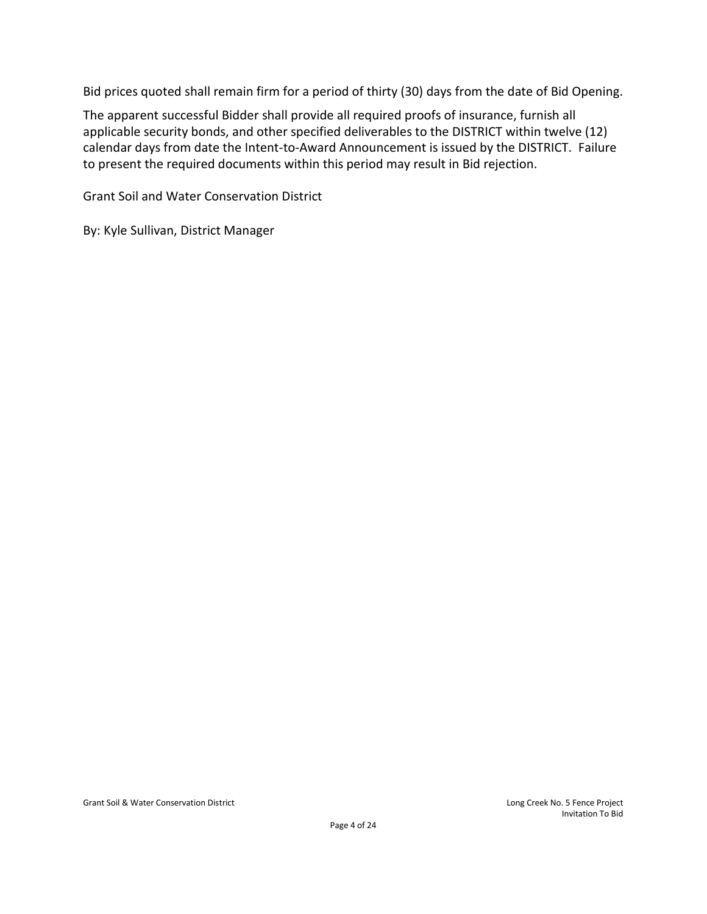Bid prices quoted shall remain firm for a period of thirty (30) days from the date of Bid Opening.

The apparent successful Bidder shall provide all required proofs of insurance, furnish all applicable security bonds, and other specified deliverables to the DISTRICT within twelve (12) calendar days from date the Intent-to-Award Announcement is issued by the DISTRICT. Failure to present the required documents within this period may result in Bid rejection.

Grant Soil and Water Conservation District

By: Kyle Sullivan, District Manager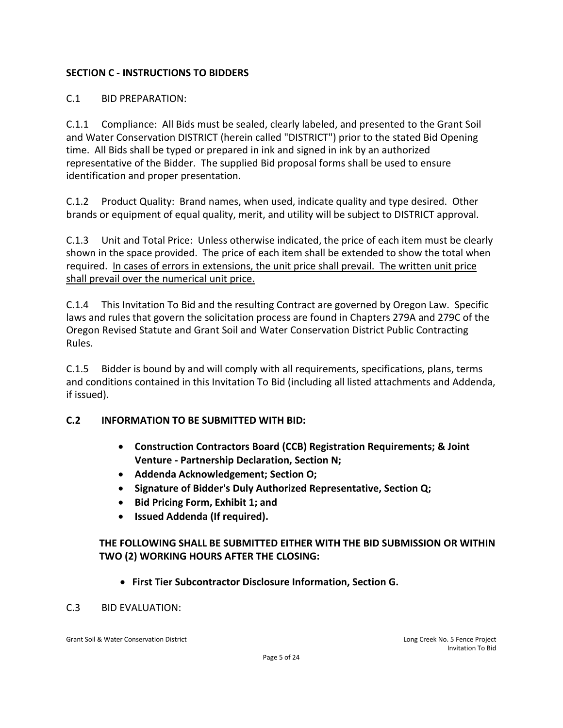## SECTION C - INSTRUCTIONS TO BIDDERS

C.1 BID PREPARATION:

C.1.1 Compliance: All Bids must be sealed, clearly labeled, and presented to the Grant Soil and Water Conservation DISTRICT (herein called "DISTRICT") prior to the stated Bid Opening time. All Bids shall be typed or prepared in ink and signed in ink by an authorized representative of the Bidder. The supplied Bid proposal forms shall be used to ensure identification and proper presentation.

C.1.2 Product Quality: Brand names, when used, indicate quality and type desired. Other brands or equipment of equal quality, merit, and utility will be subject to DISTRICT approval.

C.1.3 Unit and Total Price: Unless otherwise indicated, the price of each item must be clearly shown in the space provided. The price of each item shall be extended to show the total when required. <u>In cases of errors in extensions, the unit price shall prevail. The written unit price shall prevail over the numerical unit price.</u>

C.1.4 This Invitation To Bid and the resulting Contract are governed by Oregon Law. Specific laws and rules that govern the solicitation process are found in Chapters 279A and 279C of the Oregon Revised Statute and Grant Soil and Water Conservation District Public Contracting Rules.

C.1.5 Bidder is bound by and will comply with all requirements, specifications, plans, terms and conditions contained in this Invitation To Bid (including all listed attachments and Addenda, if issued).

**C.2 INFORMATION TO BE SUBMITTED WITH BID:**

- **Construction Contractors Board (CCB) Registration Requirements; & Joint Venture - Partnership Declaration, Section N;**
- **Addenda Acknowledgement; Section O;**
- **Signature of Bidder's Duly Authorized Representative, Section Q;**
- **Bid Pricing Form, Exhibit 1; and**
- **Issued Addenda (If required).**

**THE FOLLOWING SHALL BE SUBMITTED EITHER WITH THE BID SUBMISSION OR WITHIN TWO (2) WORKING HOURS AFTER THE CLOSING:**

- **First Tier Subcontractor Disclosure Information, Section G.**

C.3 BID EVALUATION: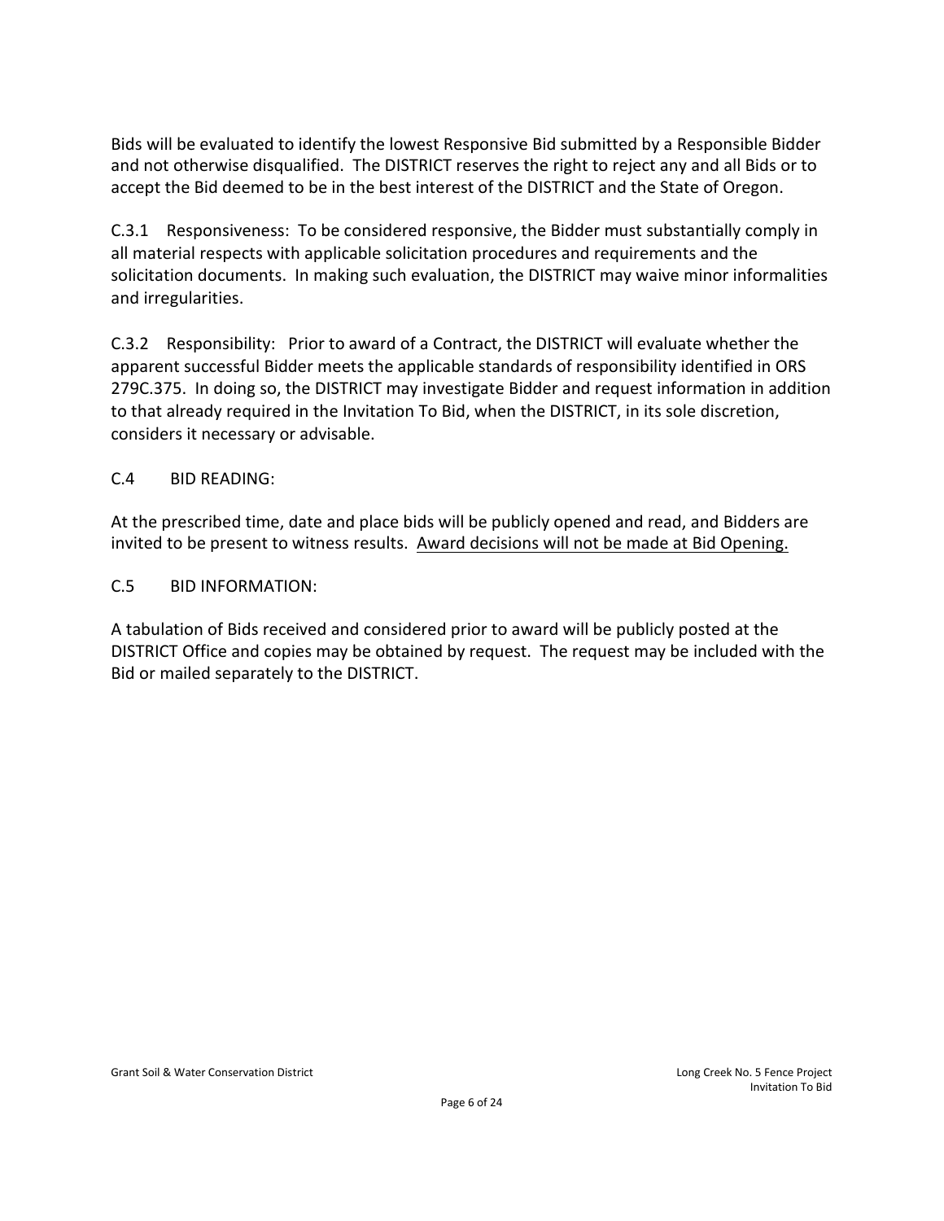Bids will be evaluated to identify the lowest Responsive Bid submitted by a Responsible Bidder and not otherwise disqualified. The DISTRICT reserves the right to reject any and all Bids or to accept the Bid deemed to be in the best interest of the DISTRICT and the State of Oregon.

C.3.1 Responsiveness: To be considered responsive, the Bidder must substantially comply in all material respects with applicable solicitation procedures and requirements and the solicitation documents. In making such evaluation, the DISTRICT may waive minor informalities and irregularities.

C.3.2 Responsibility: Prior to award of a Contract, the DISTRICT will evaluate whether the apparent successful Bidder meets the applicable standards of responsibility identified in ORS 279C.375. In doing so, the DISTRICT may investigate Bidder and request information in addition to that already required in the Invitation To Bid, when the DISTRICT, in its sole discretion, considers it necessary or advisable.

C.4 BID READING:

At the prescribed time, date and place bids will be publicly opened and read, and Bidders are invited to be present to witness results. Award decisions will not be made at Bid Opening.

C.5 BID INFORMATION:

A tabulation of Bids received and considered prior to award will be publicly posted at the DISTRICT Office and copies may be obtained by request. The request may be included with the Bid or mailed separately to the DISTRICT.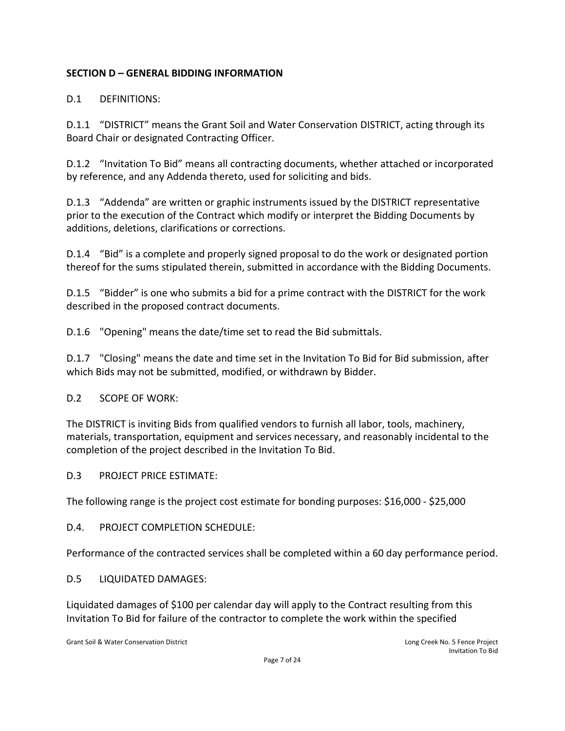## SECTION D – GENERAL BIDDING INFORMATION

D.1 DEFINITIONS:

D.1.1 "DISTRICT" means the Grant Soil and Water Conservation DISTRICT, acting through its Board Chair or designated Contracting Officer.

D.1.2 "Invitation To Bid" means all contracting documents, whether attached or incorporated by reference, and any Addenda thereto, used for soliciting and bids.

D.1.3 "Addenda" are written or graphic instruments issued by the DISTRICT representative prior to the execution of the Contract which modify or interpret the Bidding Documents by additions, deletions, clarifications or corrections.

D.1.4 "Bid" is a complete and properly signed proposal to do the work or designated portion thereof for the sums stipulated therein, submitted in accordance with the Bidding Documents.

D.1.5 "Bidder" is one who submits a bid for a prime contract with the DISTRICT for the work described in the proposed contract documents.

D.1.6 "Opening" means the date/time set to read the Bid submittals.

D.1.7 "Closing" means the date and time set in the Invitation To Bid for Bid submission, after which Bids may not be submitted, modified, or withdrawn by Bidder.

D.2 SCOPE OF WORK:

The DISTRICT is inviting Bids from qualified vendors to furnish all labor, tools, machinery, materials, transportation, equipment and services necessary, and reasonably incidental to the completion of the project described in the Invitation To Bid.

D.3 PROJECT PRICE ESTIMATE:

The following range is the project cost estimate for bonding purposes: $16,000 - $25,000

D.4. PROJECT COMPLETION SCHEDULE:

Performance of the contracted services shall be completed within a 60 day performance period.

D.5 LIQUIDATED DAMAGES:

Liquidated damages of $100 per calendar day will apply to the Contract resulting from this Invitation To Bid for failure of the contractor to complete the work within the specified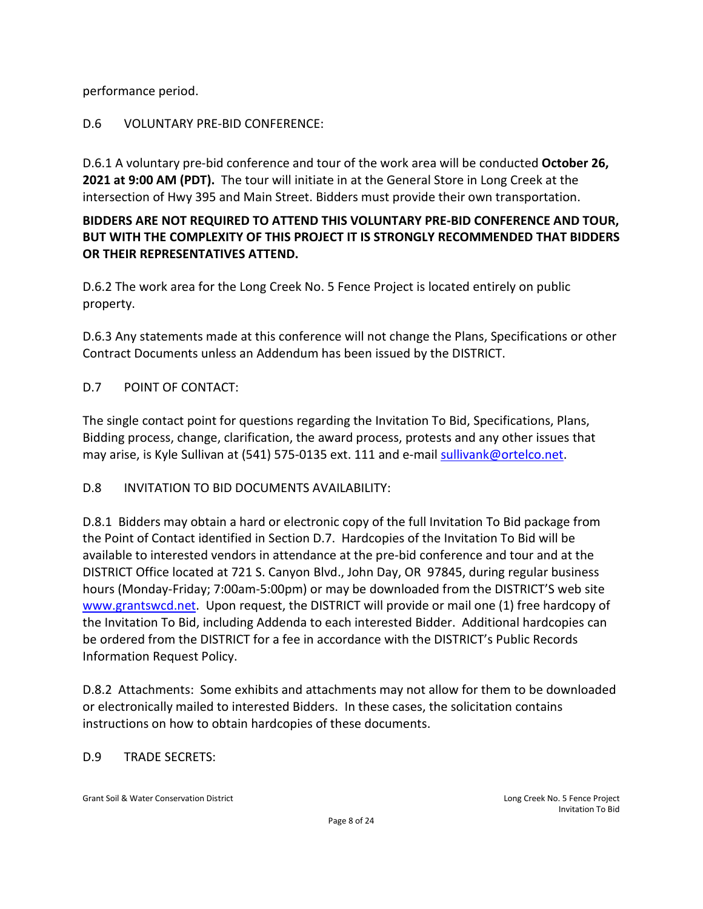performance period.

## D.6 VOLUNTARY PRE-BID CONFERENCE:

D.6.1 A voluntary pre-bid conference and tour of the work area will be conducted **October 26, 2021 at 9:00 AM (PDT).** The tour will initiate in at the General Store in Long Creek at the intersection of Hwy 395 and Main Street. Bidders must provide their own transportation.

**BIDDERS ARE NOT REQUIRED TO ATTEND THIS VOLUNTARY PRE-BID CONFERENCE AND TOUR, BUT WITH THE COMPLEXITY OF THIS PROJECT IT IS STRONGLY RECOMMENDED THAT BIDDERS OR THEIR REPRESENTATIVES ATTEND.**

D.6.2 The work area for the Long Creek No. 5 Fence Project is located entirely on public property.

D.6.3 Any statements made at this conference will not change the Plans, Specifications or other Contract Documents unless an Addendum has been issued by the DISTRICT.

## D.7 POINT OF CONTACT:

The single contact point for questions regarding the Invitation To Bid, Specifications, Plans, Bidding process, change, clarification, the award process, protests and any other issues that may arise, is Kyle Sullivan at (541) 575-0135 ext. 111 and e-mail sullivank@ortelco.net.

## D.8 INVITATION TO BID DOCUMENTS AVAILABILITY:

D.8.1 Bidders may obtain a hard or electronic copy of the full Invitation To Bid package from the Point of Contact identified in Section D.7. Hardcopies of the Invitation To Bid will be available to interested vendors in attendance at the pre-bid conference and tour and at the DISTRICT Office located at 721 S. Canyon Blvd., John Day, OR 97845, during regular business hours (Monday-Friday; 7:00am-5:00pm) or may be downloaded from the DISTRICT'S web site www.grantswcd.net. Upon request, the DISTRICT will provide or mail one (1) free hardcopy of the Invitation To Bid, including Addenda to each interested Bidder. Additional hardcopies can be ordered from the DISTRICT for a fee in accordance with the DISTRICT's Public Records Information Request Policy.

D.8.2 Attachments: Some exhibits and attachments may not allow for them to be downloaded or electronically mailed to interested Bidders. In these cases, the solicitation contains instructions on how to obtain hardcopies of these documents.

## D.9 TRADE SECRETS: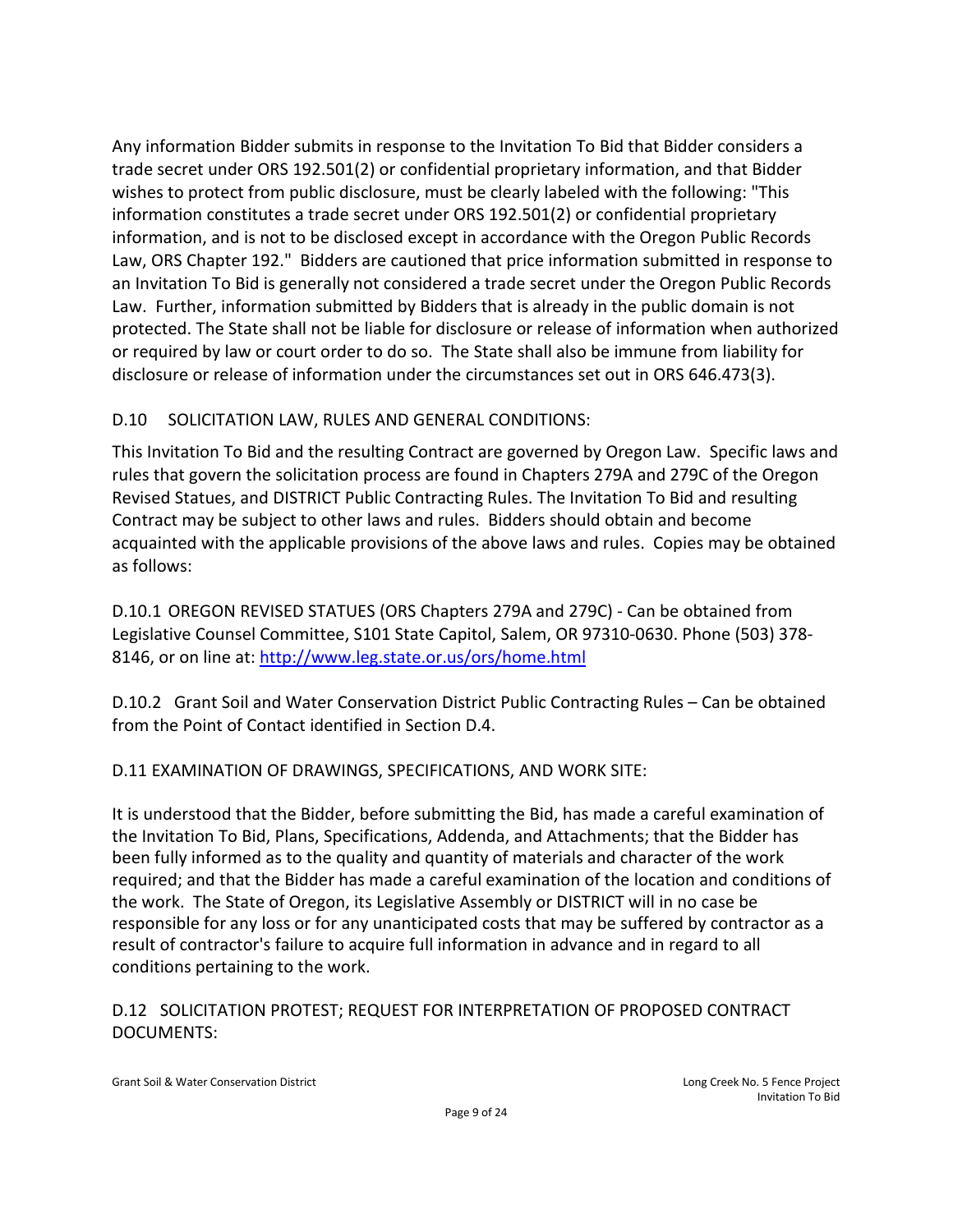Any information Bidder submits in response to the Invitation To Bid that Bidder considers a trade secret under ORS 192.501(2) or confidential proprietary information, and that Bidder wishes to protect from public disclosure, must be clearly labeled with the following: "This information constitutes a trade secret under ORS 192.501(2) or confidential proprietary information, and is not to be disclosed except in accordance with the Oregon Public Records Law, ORS Chapter 192." Bidders are cautioned that price information submitted in response to an Invitation To Bid is generally not considered a trade secret under the Oregon Public Records Law. Further, information submitted by Bidders that is already in the public domain is not protected. The State shall not be liable for disclosure or release of information when authorized or required by law or court order to do so. The State shall also be immune from liability for disclosure or release of information under the circumstances set out in ORS 646.473(3).

## D.10 SOLICITATION LAW, RULES AND GENERAL CONDITIONS:

This Invitation To Bid and the resulting Contract are governed by Oregon Law. Specific laws and rules that govern the solicitation process are found in Chapters 279A and 279C of the Oregon Revised Statues, and DISTRICT Public Contracting Rules. The Invitation To Bid and resulting Contract may be subject to other laws and rules. Bidders should obtain and become acquainted with the applicable provisions of the above laws and rules. Copies may be obtained as follows:

D.10.1 OREGON REVISED STATUES (ORS Chapters 279A and 279C) - Can be obtained from Legislative Counsel Committee, S101 State Capitol, Salem, OR 97310-0630. Phone (503) 378-8146, or on line at: http://www.leg.state.or.us/ors/home.html

D.10.2 Grant Soil and Water Conservation District Public Contracting Rules – Can be obtained from the Point of Contact identified in Section D.4.

## D.11 EXAMINATION OF DRAWINGS, SPECIFICATIONS, AND WORK SITE:

It is understood that the Bidder, before submitting the Bid, has made a careful examination of the Invitation To Bid, Plans, Specifications, Addenda, and Attachments; that the Bidder has been fully informed as to the quality and quantity of materials and character of the work required; and that the Bidder has made a careful examination of the location and conditions of the work. The State of Oregon, its Legislative Assembly or DISTRICT will in no case be responsible for any loss or for any unanticipated costs that may be suffered by contractor as a result of contractor's failure to acquire full information in advance and in regard to all conditions pertaining to the work.

## D.12 SOLICITATION PROTEST; REQUEST FOR INTERPRETATION OF PROPOSED CONTRACT DOCUMENTS: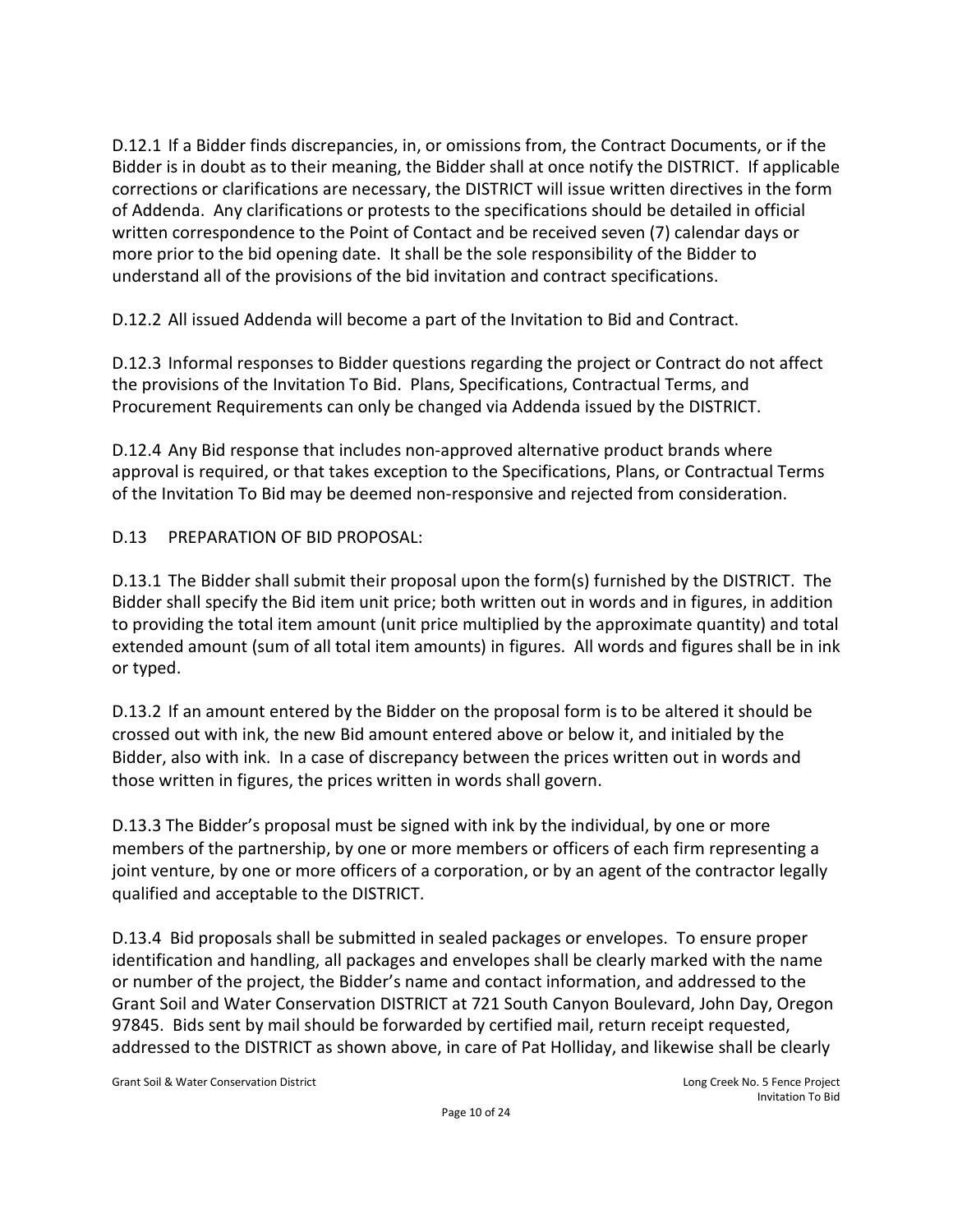D.12.1 If a Bidder finds discrepancies, in, or omissions from, the Contract Documents, or if the Bidder is in doubt as to their meaning, the Bidder shall at once notify the DISTRICT. If applicable corrections or clarifications are necessary, the DISTRICT will issue written directives in the form of Addenda. Any clarifications or protests to the specifications should be detailed in official written correspondence to the Point of Contact and be received seven (7) calendar days or more prior to the bid opening date. It shall be the sole responsibility of the Bidder to understand all of the provisions of the bid invitation and contract specifications.

D.12.2 All issued Addenda will become a part of the Invitation to Bid and Contract.

D.12.3 Informal responses to Bidder questions regarding the project or Contract do not affect the provisions of the Invitation To Bid. Plans, Specifications, Contractual Terms, and Procurement Requirements can only be changed via Addenda issued by the DISTRICT.

D.12.4 Any Bid response that includes non-approved alternative product brands where approval is required, or that takes exception to the Specifications, Plans, or Contractual Terms of the Invitation To Bid may be deemed non-responsive and rejected from consideration.

D.13 PREPARATION OF BID PROPOSAL:

D.13.1 The Bidder shall submit their proposal upon the form(s) furnished by the DISTRICT. The Bidder shall specify the Bid item unit price; both written out in words and in figures, in addition to providing the total item amount (unit price multiplied by the approximate quantity) and total extended amount (sum of all total item amounts) in figures. All words and figures shall be in ink or typed.

D.13.2 If an amount entered by the Bidder on the proposal form is to be altered it should be crossed out with ink, the new Bid amount entered above or below it, and initialed by the Bidder, also with ink. In a case of discrepancy between the prices written out in words and those written in figures, the prices written in words shall govern.

D.13.3 The Bidder's proposal must be signed with ink by the individual, by one or more members of the partnership, by one or more members or officers of each firm representing a joint venture, by one or more officers of a corporation, or by an agent of the contractor legally qualified and acceptable to the DISTRICT.

D.13.4 Bid proposals shall be submitted in sealed packages or envelopes. To ensure proper identification and handling, all packages and envelopes shall be clearly marked with the name or number of the project, the Bidder's name and contact information, and addressed to the Grant Soil and Water Conservation DISTRICT at 721 South Canyon Boulevard, John Day, Oregon 97845. Bids sent by mail should be forwarded by certified mail, return receipt requested, addressed to the DISTRICT as shown above, in care of Pat Holliday, and likewise shall be clearly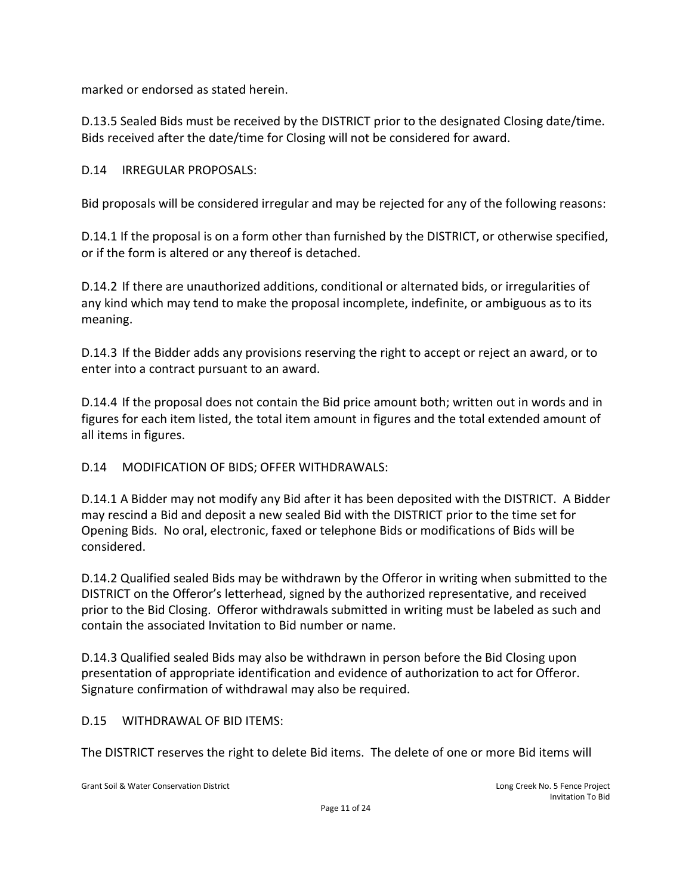marked or endorsed as stated herein.

D.13.5 Sealed Bids must be received by the DISTRICT prior to the designated Closing date/time. Bids received after the date/time for Closing will not be considered for award.

D.14 IRREGULAR PROPOSALS:

Bid proposals will be considered irregular and may be rejected for any of the following reasons:

D.14.1 If the proposal is on a form other than furnished by the DISTRICT, or otherwise specified, or if the form is altered or any thereof is detached.

D.14.2 If there are unauthorized additions, conditional or alternated bids, or irregularities of any kind which may tend to make the proposal incomplete, indefinite, or ambiguous as to its meaning.

D.14.3 If the Bidder adds any provisions reserving the right to accept or reject an award, or to enter into a contract pursuant to an award.

D.14.4 If the proposal does not contain the Bid price amount both; written out in words and in figures for each item listed, the total item amount in figures and the total extended amount of all items in figures.

D.14 MODIFICATION OF BIDS; OFFER WITHDRAWALS:

D.14.1 A Bidder may not modify any Bid after it has been deposited with the DISTRICT. A Bidder may rescind a Bid and deposit a new sealed Bid with the DISTRICT prior to the time set for Opening Bids. No oral, electronic, faxed or telephone Bids or modifications of Bids will be considered.

D.14.2 Qualified sealed Bids may be withdrawn by the Offeror in writing when submitted to the DISTRICT on the Offeror's letterhead, signed by the authorized representative, and received prior to the Bid Closing. Offeror withdrawals submitted in writing must be labeled as such and contain the associated Invitation to Bid number or name.

D.14.3 Qualified sealed Bids may also be withdrawn in person before the Bid Closing upon presentation of appropriate identification and evidence of authorization to act for Offeror. Signature confirmation of withdrawal may also be required.

D.15 WITHDRAWAL OF BID ITEMS:

The DISTRICT reserves the right to delete Bid items. The delete of one or more Bid items will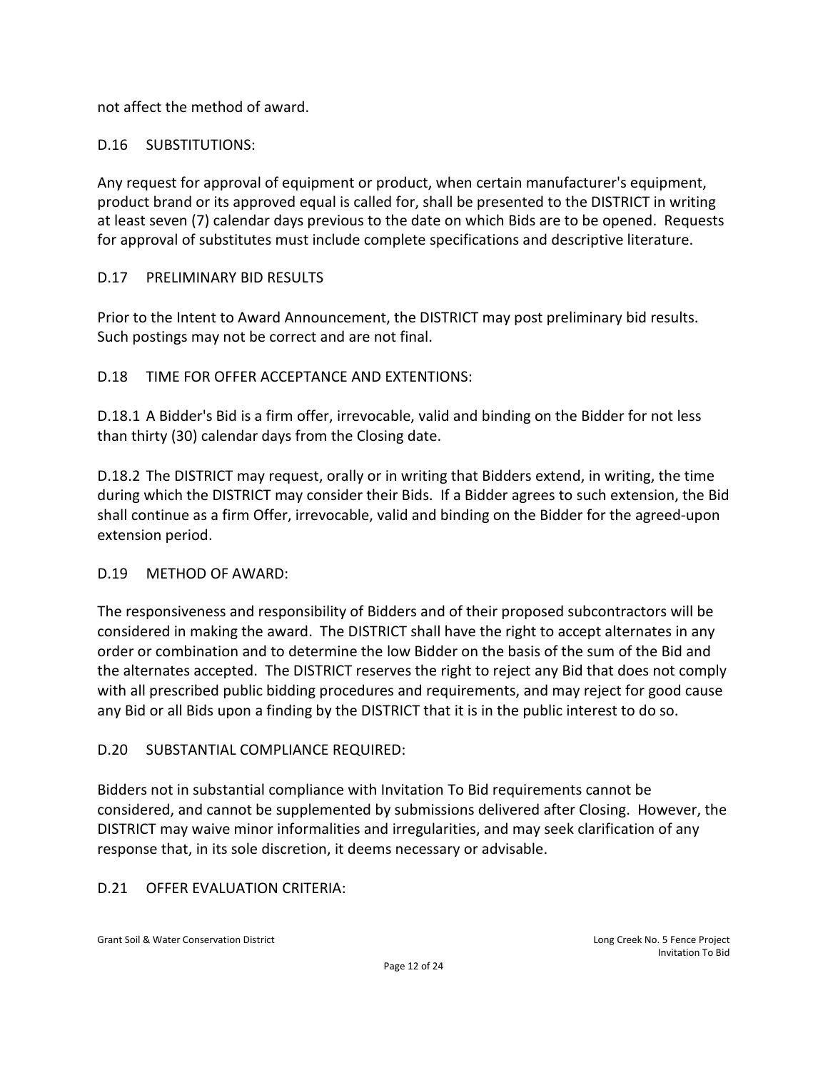not affect the method of award.

### D.16 SUBSTITUTIONS:

Any request for approval of equipment or product, when certain manufacturer's equipment, product brand or its approved equal is called for, shall be presented to the DISTRICT in writing at least seven (7) calendar days previous to the date on which Bids are to be opened. Requests for approval of substitutes must include complete specifications and descriptive literature.

### D.17 PRELIMINARY BID RESULTS

Prior to the Intent to Award Announcement, the DISTRICT may post preliminary bid results. Such postings may not be correct and are not final.

### D.18 TIME FOR OFFER ACCEPTANCE AND EXTENTIONS:

D.18.1 A Bidder's Bid is a firm offer, irrevocable, valid and binding on the Bidder for not less than thirty (30) calendar days from the Closing date.

D.18.2 The DISTRICT may request, orally or in writing that Bidders extend, in writing, the time during which the DISTRICT may consider their Bids. If a Bidder agrees to such extension, the Bid shall continue as a firm Offer, irrevocable, valid and binding on the Bidder for the agreed-upon extension period.

### D.19 METHOD OF AWARD:

The responsiveness and responsibility of Bidders and of their proposed subcontractors will be considered in making the award. The DISTRICT shall have the right to accept alternates in any order or combination and to determine the low Bidder on the basis of the sum of the Bid and the alternates accepted. The DISTRICT reserves the right to reject any Bid that does not comply with all prescribed public bidding procedures and requirements, and may reject for good cause any Bid or all Bids upon a finding by the DISTRICT that it is in the public interest to do so.

### D.20 SUBSTANTIAL COMPLIANCE REQUIRED:

Bidders not in substantial compliance with Invitation To Bid requirements cannot be considered, and cannot be supplemented by submissions delivered after Closing. However, the DISTRICT may waive minor informalities and irregularities, and may seek clarification of any response that, in its sole discretion, it deems necessary or advisable.

### D.21 OFFER EVALUATION CRITERIA: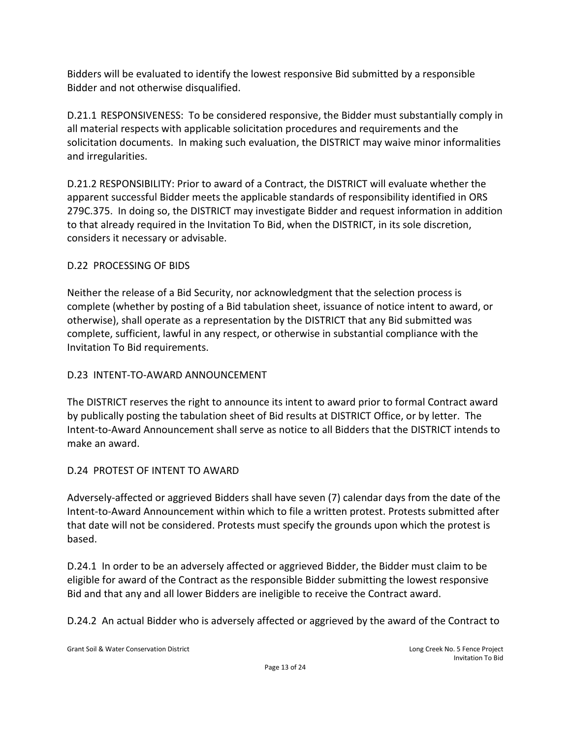Bidders will be evaluated to identify the lowest responsive Bid submitted by a responsible Bidder and not otherwise disqualified.

D.21.1 RESPONSIVENESS: To be considered responsive, the Bidder must substantially comply in all material respects with applicable solicitation procedures and requirements and the solicitation documents. In making such evaluation, the DISTRICT may waive minor informalities and irregularities.

D.21.2 RESPONSIBILITY: Prior to award of a Contract, the DISTRICT will evaluate whether the apparent successful Bidder meets the applicable standards of responsibility identified in ORS 279C.375. In doing so, the DISTRICT may investigate Bidder and request information in addition to that already required in the Invitation To Bid, when the DISTRICT, in its sole discretion, considers it necessary or advisable.

## D.22 PROCESSING OF BIDS

Neither the release of a Bid Security, nor acknowledgment that the selection process is complete (whether by posting of a Bid tabulation sheet, issuance of notice intent to award, or otherwise), shall operate as a representation by the DISTRICT that any Bid submitted was complete, sufficient, lawful in any respect, or otherwise in substantial compliance with the Invitation To Bid requirements.

## D.23 INTENT-TO-AWARD ANNOUNCEMENT

The DISTRICT reserves the right to announce its intent to award prior to formal Contract award by publically posting the tabulation sheet of Bid results at DISTRICT Office, or by letter. The Intent-to-Award Announcement shall serve as notice to all Bidders that the DISTRICT intends to make an award.

## D.24 PROTEST OF INTENT TO AWARD

Adversely-affected or aggrieved Bidders shall have seven (7) calendar days from the date of the Intent-to-Award Announcement within which to file a written protest. Protests submitted after that date will not be considered. Protests must specify the grounds upon which the protest is based.

D.24.1 In order to be an adversely affected or aggrieved Bidder, the Bidder must claim to be eligible for award of the Contract as the responsible Bidder submitting the lowest responsive Bid and that any and all lower Bidders are ineligible to receive the Contract award.

D.24.2 An actual Bidder who is adversely affected or aggrieved by the award of the Contract to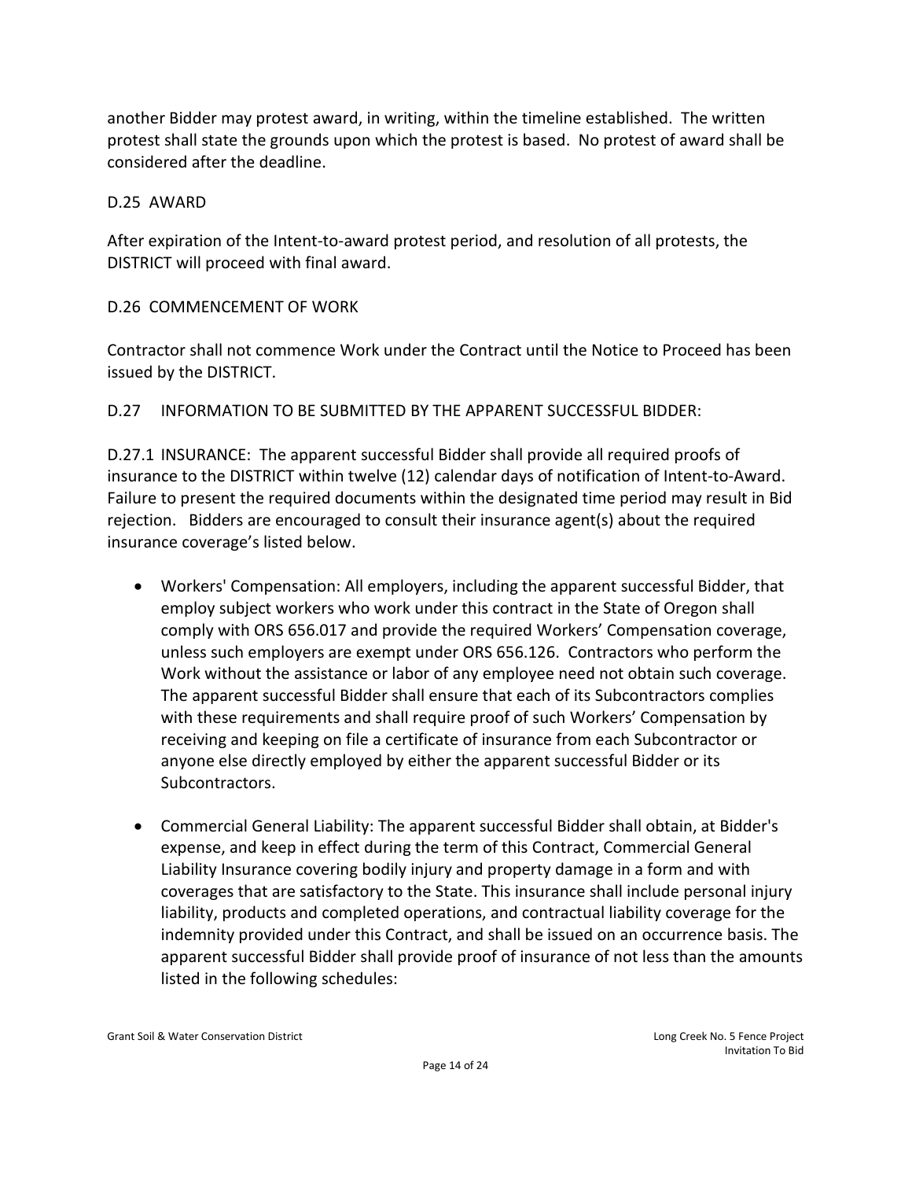another Bidder may protest award, in writing, within the timeline established. The written protest shall state the grounds upon which the protest is based. No protest of award shall be considered after the deadline.

## D.25 AWARD

After expiration of the Intent-to-award protest period, and resolution of all protests, the DISTRICT will proceed with final award.

## D.26 COMMENCEMENT OF WORK

Contractor shall not commence Work under the Contract until the Notice to Proceed has been issued by the DISTRICT.

## D.27 INFORMATION TO BE SUBMITTED BY THE APPARENT SUCCESSFUL BIDDER:

D.27.1 INSURANCE: The apparent successful Bidder shall provide all required proofs of insurance to the DISTRICT within twelve (12) calendar days of notification of Intent-to-Award. Failure to present the required documents within the designated time period may result in Bid rejection. Bidders are encouraged to consult their insurance agent(s) about the required insurance coverage's listed below.

- Workers' Compensation: All employers, including the apparent successful Bidder, that employ subject workers who work under this contract in the State of Oregon shall comply with ORS 656.017 and provide the required Workers' Compensation coverage, unless such employers are exempt under ORS 656.126. Contractors who perform the Work without the assistance or labor of any employee need not obtain such coverage. The apparent successful Bidder shall ensure that each of its Subcontractors complies with these requirements and shall require proof of such Workers' Compensation by receiving and keeping on file a certificate of insurance from each Subcontractor or anyone else directly employed by either the apparent successful Bidder or its Subcontractors.

- Commercial General Liability: The apparent successful Bidder shall obtain, at Bidder's expense, and keep in effect during the term of this Contract, Commercial General Liability Insurance covering bodily injury and property damage in a form and with coverages that are satisfactory to the State. This insurance shall include personal injury liability, products and completed operations, and contractual liability coverage for the indemnity provided under this Contract, and shall be issued on an occurrence basis. The apparent successful Bidder shall provide proof of insurance of not less than the amounts listed in the following schedules: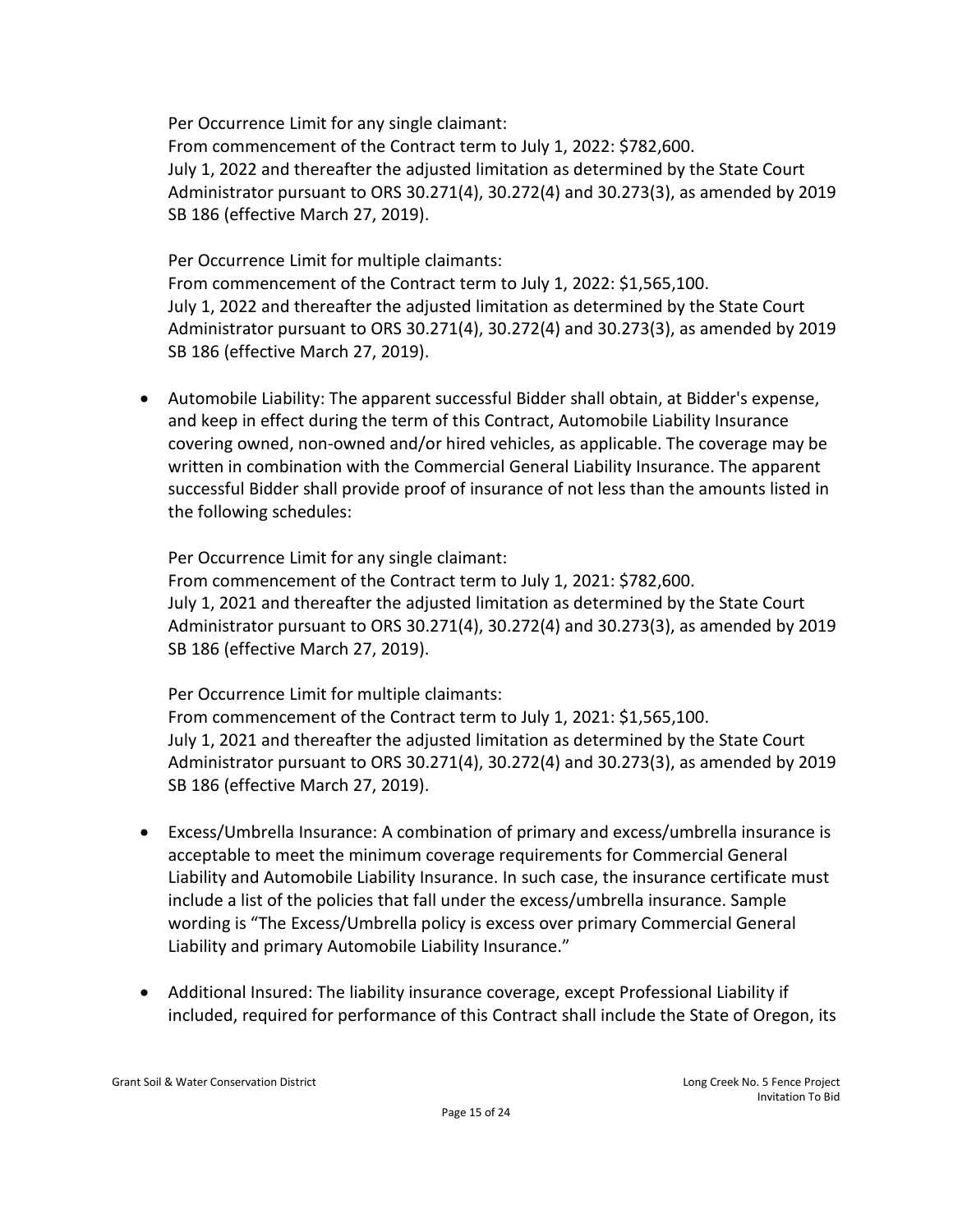Per Occurrence Limit for any single claimant:
From commencement of the Contract term to July 1, 2022: $782,600.
July 1, 2022 and thereafter the adjusted limitation as determined by the State Court Administrator pursuant to ORS 30.271(4), 30.272(4) and 30.273(3), as amended by 2019 SB 186 (effective March 27, 2019).

Per Occurrence Limit for multiple claimants:
From commencement of the Contract term to July 1, 2022: $1,565,100.
July 1, 2022 and thereafter the adjusted limitation as determined by the State Court Administrator pursuant to ORS 30.271(4), 30.272(4) and 30.273(3), as amended by 2019 SB 186 (effective March 27, 2019).

- Automobile Liability: The apparent successful Bidder shall obtain, at Bidder's expense, and keep in effect during the term of this Contract, Automobile Liability Insurance covering owned, non-owned and/or hired vehicles, as applicable. The coverage may be written in combination with the Commercial General Liability Insurance. The apparent successful Bidder shall provide proof of insurance of not less than the amounts listed in the following schedules:

  Per Occurrence Limit for any single claimant:
  From commencement of the Contract term to July 1, 2021: $782,600.
  July 1, 2021 and thereafter the adjusted limitation as determined by the State Court Administrator pursuant to ORS 30.271(4), 30.272(4) and 30.273(3), as amended by 2019 SB 186 (effective March 27, 2019).

  Per Occurrence Limit for multiple claimants:
  From commencement of the Contract term to July 1, 2021: $1,565,100.
  July 1, 2021 and thereafter the adjusted limitation as determined by the State Court Administrator pursuant to ORS 30.271(4), 30.272(4) and 30.273(3), as amended by 2019 SB 186 (effective March 27, 2019).

- Excess/Umbrella Insurance: A combination of primary and excess/umbrella insurance is acceptable to meet the minimum coverage requirements for Commercial General Liability and Automobile Liability Insurance. In such case, the insurance certificate must include a list of the policies that fall under the excess/umbrella insurance. Sample wording is "The Excess/Umbrella policy is excess over primary Commercial General Liability and primary Automobile Liability Insurance."

- Additional Insured: The liability insurance coverage, except Professional Liability if included, required for performance of this Contract shall include the State of Oregon, its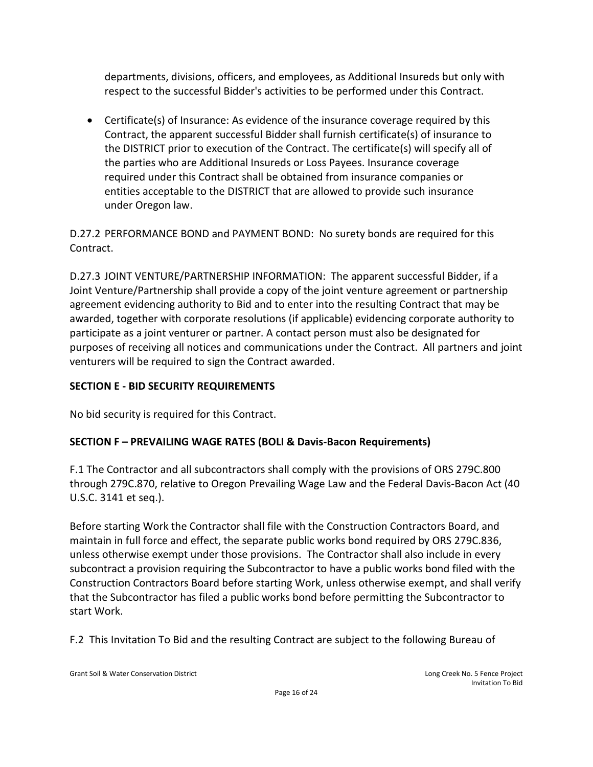departments, divisions, officers, and employees, as Additional Insureds but only with respect to the successful Bidder's activities to be performed under this Contract.

- Certificate(s) of Insurance: As evidence of the insurance coverage required by this Contract, the apparent successful Bidder shall furnish certificate(s) of insurance to the DISTRICT prior to execution of the Contract. The certificate(s) will specify all of the parties who are Additional Insureds or Loss Payees. Insurance coverage required under this Contract shall be obtained from insurance companies or entities acceptable to the DISTRICT that are allowed to provide such insurance under Oregon law.

D.27.2 PERFORMANCE BOND and PAYMENT BOND: No surety bonds are required for this Contract.

D.27.3 JOINT VENTURE/PARTNERSHIP INFORMATION: The apparent successful Bidder, if a Joint Venture/Partnership shall provide a copy of the joint venture agreement or partnership agreement evidencing authority to Bid and to enter into the resulting Contract that may be awarded, together with corporate resolutions (if applicable) evidencing corporate authority to participate as a joint venturer or partner. A contact person must also be designated for purposes of receiving all notices and communications under the Contract. All partners and joint venturers will be required to sign the Contract awarded.

## SECTION E - BID SECURITY REQUIREMENTS

No bid security is required for this Contract.

## SECTION F – PREVAILING WAGE RATES (BOLI & Davis-Bacon Requirements)

F.1 The Contractor and all subcontractors shall comply with the provisions of ORS 279C.800 through 279C.870, relative to Oregon Prevailing Wage Law and the Federal Davis-Bacon Act (40 U.S.C. 3141 et seq.).

Before starting Work the Contractor shall file with the Construction Contractors Board, and maintain in full force and effect, the separate public works bond required by ORS 279C.836, unless otherwise exempt under those provisions. The Contractor shall also include in every subcontract a provision requiring the Subcontractor to have a public works bond filed with the Construction Contractors Board before starting Work, unless otherwise exempt, and shall verify that the Subcontractor has filed a public works bond before permitting the Subcontractor to start Work.

F.2 This Invitation To Bid and the resulting Contract are subject to the following Bureau of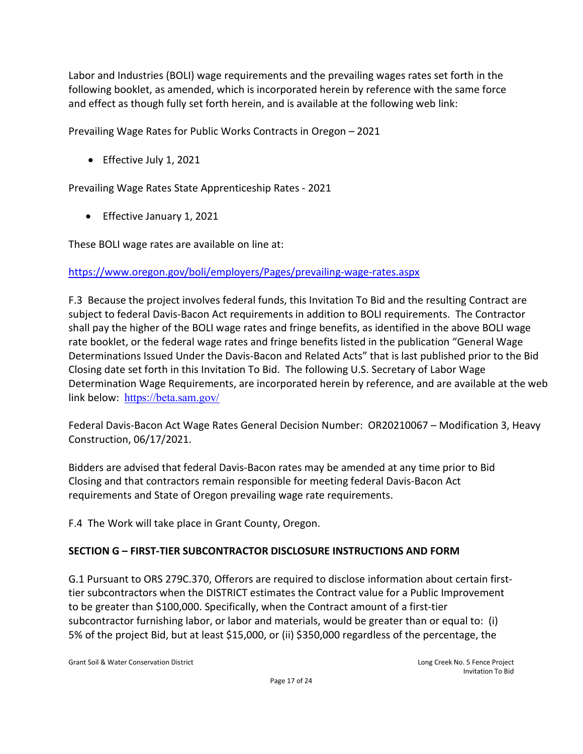Labor and Industries (BOLI) wage requirements and the prevailing wages rates set forth in the following booklet, as amended, which is incorporated herein by reference with the same force and effect as though fully set forth herein, and is available at the following web link:

Prevailing Wage Rates for Public Works Contracts in Oregon – 2021

- Effective July 1, 2021

Prevailing Wage Rates State Apprenticeship Rates - 2021

- Effective January 1, 2021

These BOLI wage rates are available on line at:

https://www.oregon.gov/boli/employers/Pages/prevailing-wage-rates.aspx

F.3 Because the project involves federal funds, this Invitation To Bid and the resulting Contract are subject to federal Davis-Bacon Act requirements in addition to BOLI requirements. The Contractor shall pay the higher of the BOLI wage rates and fringe benefits, as identified in the above BOLI wage rate booklet, or the federal wage rates and fringe benefits listed in the publication "General Wage Determinations Issued Under the Davis-Bacon and Related Acts" that is last published prior to the Bid Closing date set forth in this Invitation To Bid. The following U.S. Secretary of Labor Wage Determination Wage Requirements, are incorporated herein by reference, and are available at the web link below: https://beta.sam.gov/

Federal Davis-Bacon Act Wage Rates General Decision Number: OR20210067 – Modification 3, Heavy Construction, 06/17/2021.

Bidders are advised that federal Davis-Bacon rates may be amended at any time prior to Bid Closing and that contractors remain responsible for meeting federal Davis-Bacon Act requirements and State of Oregon prevailing wage rate requirements.

F.4 The Work will take place in Grant County, Oregon.

## SECTION G – FIRST-TIER SUBCONTRACTOR DISCLOSURE INSTRUCTIONS AND FORM

G.1 Pursuant to ORS 279C.370, Offerors are required to disclose information about certain first-tier subcontractors when the DISTRICT estimates the Contract value for a Public Improvement to be greater than $100,000. Specifically, when the Contract amount of a first-tier subcontractor furnishing labor, or labor and materials, would be greater than or equal to: (i) 5% of the project Bid, but at least $15,000, or (ii) $350,000 regardless of the percentage, the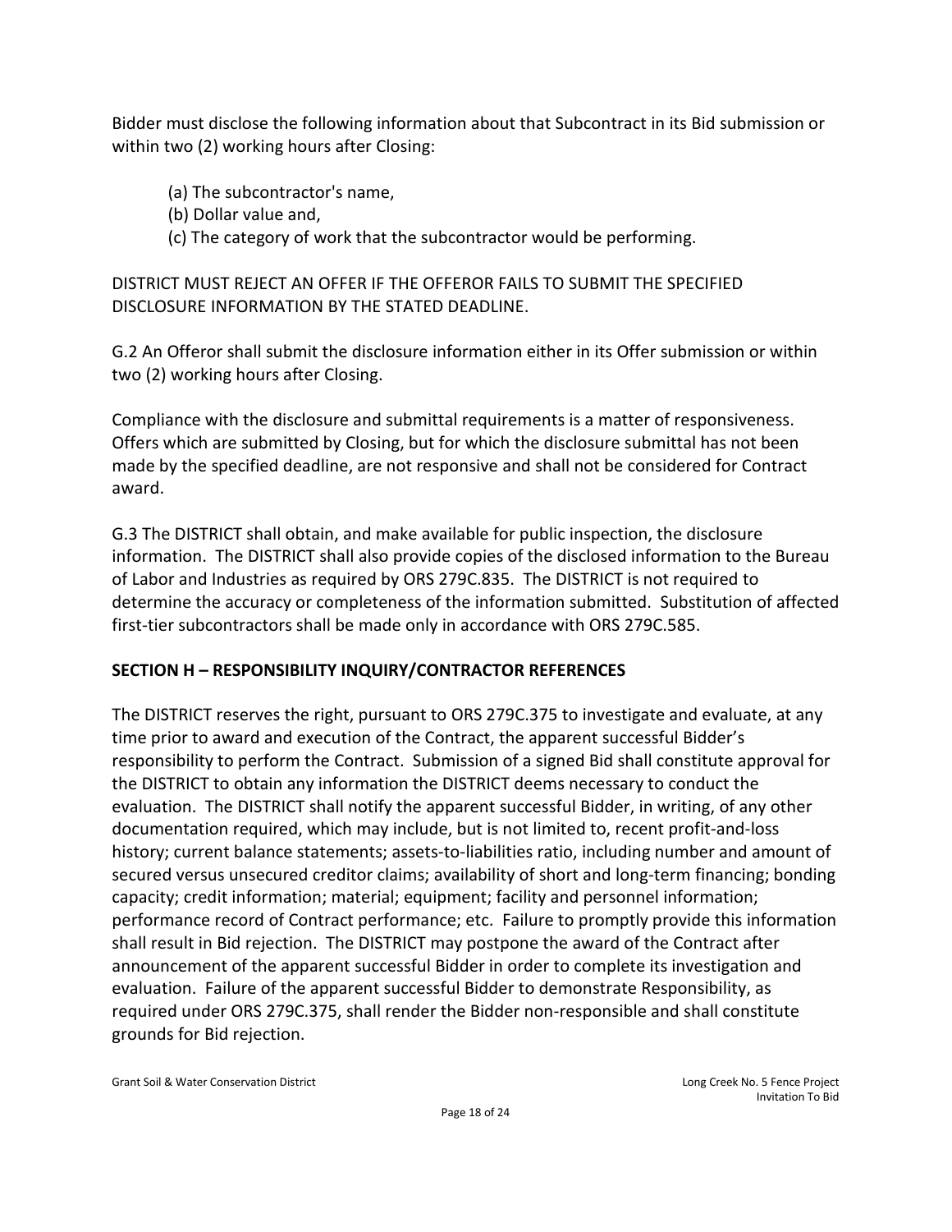Bidder must disclose the following information about that Subcontract in its Bid submission or within two (2) working hours after Closing:

(a) The subcontractor's name,
(b) Dollar value and,
(c) The category of work that the subcontractor would be performing.

DISTRICT MUST REJECT AN OFFER IF THE OFFEROR FAILS TO SUBMIT THE SPECIFIED DISCLOSURE INFORMATION BY THE STATED DEADLINE.

G.2 An Offeror shall submit the disclosure information either in its Offer submission or within two (2) working hours after Closing.

Compliance with the disclosure and submittal requirements is a matter of responsiveness. Offers which are submitted by Closing, but for which the disclosure submittal has not been made by the specified deadline, are not responsive and shall not be considered for Contract award.

G.3 The DISTRICT shall obtain, and make available for public inspection, the disclosure information. The DISTRICT shall also provide copies of the disclosed information to the Bureau of Labor and Industries as required by ORS 279C.835. The DISTRICT is not required to determine the accuracy or completeness of the information submitted. Substitution of affected first-tier subcontractors shall be made only in accordance with ORS 279C.585.

## SECTION H – RESPONSIBILITY INQUIRY/CONTRACTOR REFERENCES

The DISTRICT reserves the right, pursuant to ORS 279C.375 to investigate and evaluate, at any time prior to award and execution of the Contract, the apparent successful Bidder's responsibility to perform the Contract. Submission of a signed Bid shall constitute approval for the DISTRICT to obtain any information the DISTRICT deems necessary to conduct the evaluation. The DISTRICT shall notify the apparent successful Bidder, in writing, of any other documentation required, which may include, but is not limited to, recent profit-and-loss history; current balance statements; assets-to-liabilities ratio, including number and amount of secured versus unsecured creditor claims; availability of short and long-term financing; bonding capacity; credit information; material; equipment; facility and personnel information; performance record of Contract performance; etc. Failure to promptly provide this information shall result in Bid rejection. The DISTRICT may postpone the award of the Contract after announcement of the apparent successful Bidder in order to complete its investigation and evaluation. Failure of the apparent successful Bidder to demonstrate Responsibility, as required under ORS 279C.375, shall render the Bidder non-responsible and shall constitute grounds for Bid rejection.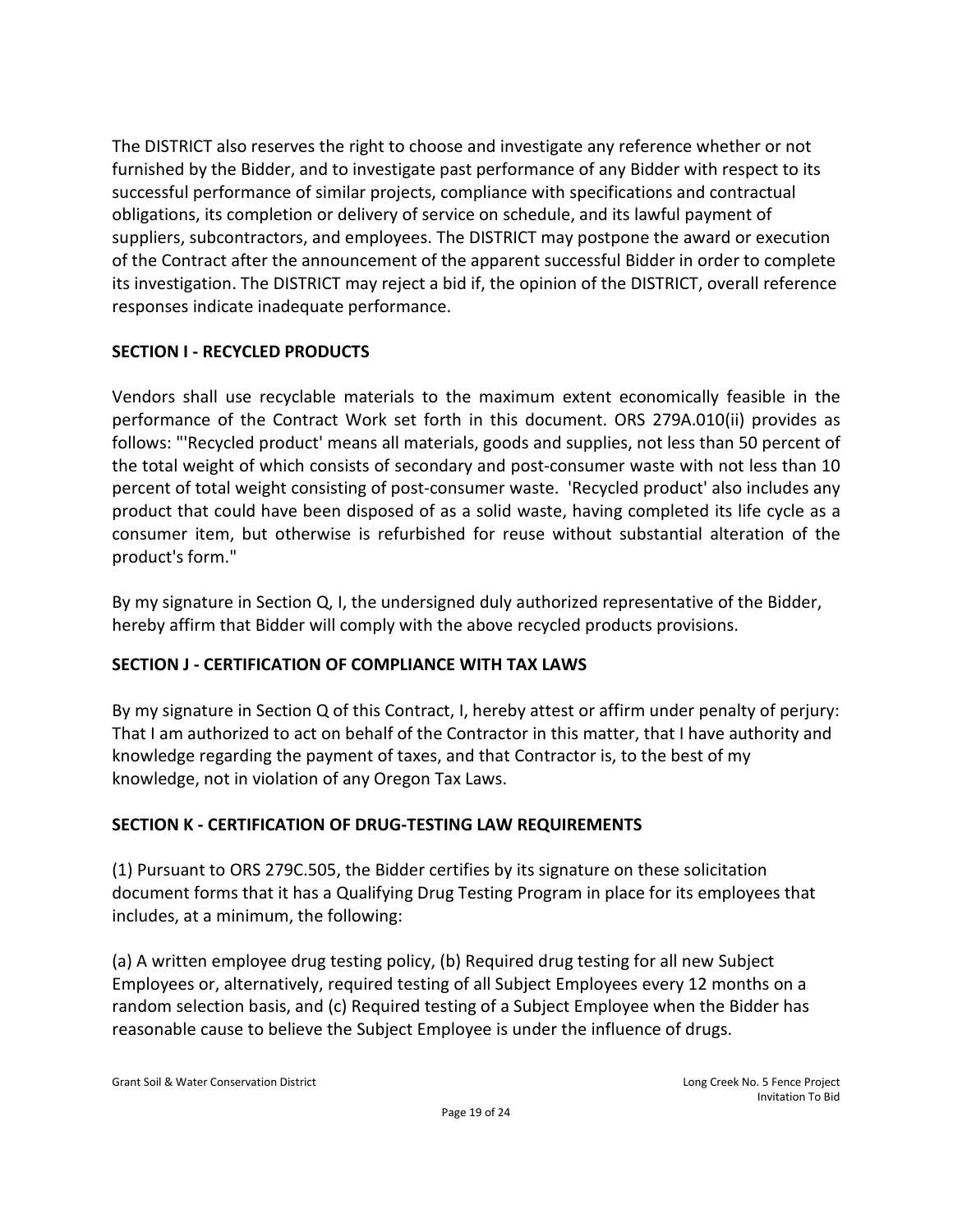The DISTRICT also reserves the right to choose and investigate any reference whether or not furnished by the Bidder, and to investigate past performance of any Bidder with respect to its successful performance of similar projects, compliance with specifications and contractual obligations, its completion or delivery of service on schedule, and its lawful payment of suppliers, subcontractors, and employees. The DISTRICT may postpone the award or execution of the Contract after the announcement of the apparent successful Bidder in order to complete its investigation. The DISTRICT may reject a bid if, the opinion of the DISTRICT, overall reference responses indicate inadequate performance.

## SECTION I - RECYCLED PRODUCTS

Vendors shall use recyclable materials to the maximum extent economically feasible in the performance of the Contract Work set forth in this document. ORS 279A.010(ii) provides as follows: "'Recycled product' means all materials, goods and supplies, not less than 50 percent of the total weight of which consists of secondary and post-consumer waste with not less than 10 percent of total weight consisting of post-consumer waste. 'Recycled product' also includes any product that could have been disposed of as a solid waste, having completed its life cycle as a consumer item, but otherwise is refurbished for reuse without substantial alteration of the product's form."

By my signature in Section Q, I, the undersigned duly authorized representative of the Bidder, hereby affirm that Bidder will comply with the above recycled products provisions.

## SECTION J - CERTIFICATION OF COMPLIANCE WITH TAX LAWS

By my signature in Section Q of this Contract, I, hereby attest or affirm under penalty of perjury: That I am authorized to act on behalf of the Contractor in this matter, that I have authority and knowledge regarding the payment of taxes, and that Contractor is, to the best of my knowledge, not in violation of any Oregon Tax Laws.

## SECTION K - CERTIFICATION OF DRUG-TESTING LAW REQUIREMENTS

(1) Pursuant to ORS 279C.505, the Bidder certifies by its signature on these solicitation document forms that it has a Qualifying Drug Testing Program in place for its employees that includes, at a minimum, the following:

(a) A written employee drug testing policy, (b) Required drug testing for all new Subject Employees or, alternatively, required testing of all Subject Employees every 12 months on a random selection basis, and (c) Required testing of a Subject Employee when the Bidder has reasonable cause to believe the Subject Employee is under the influence of drugs.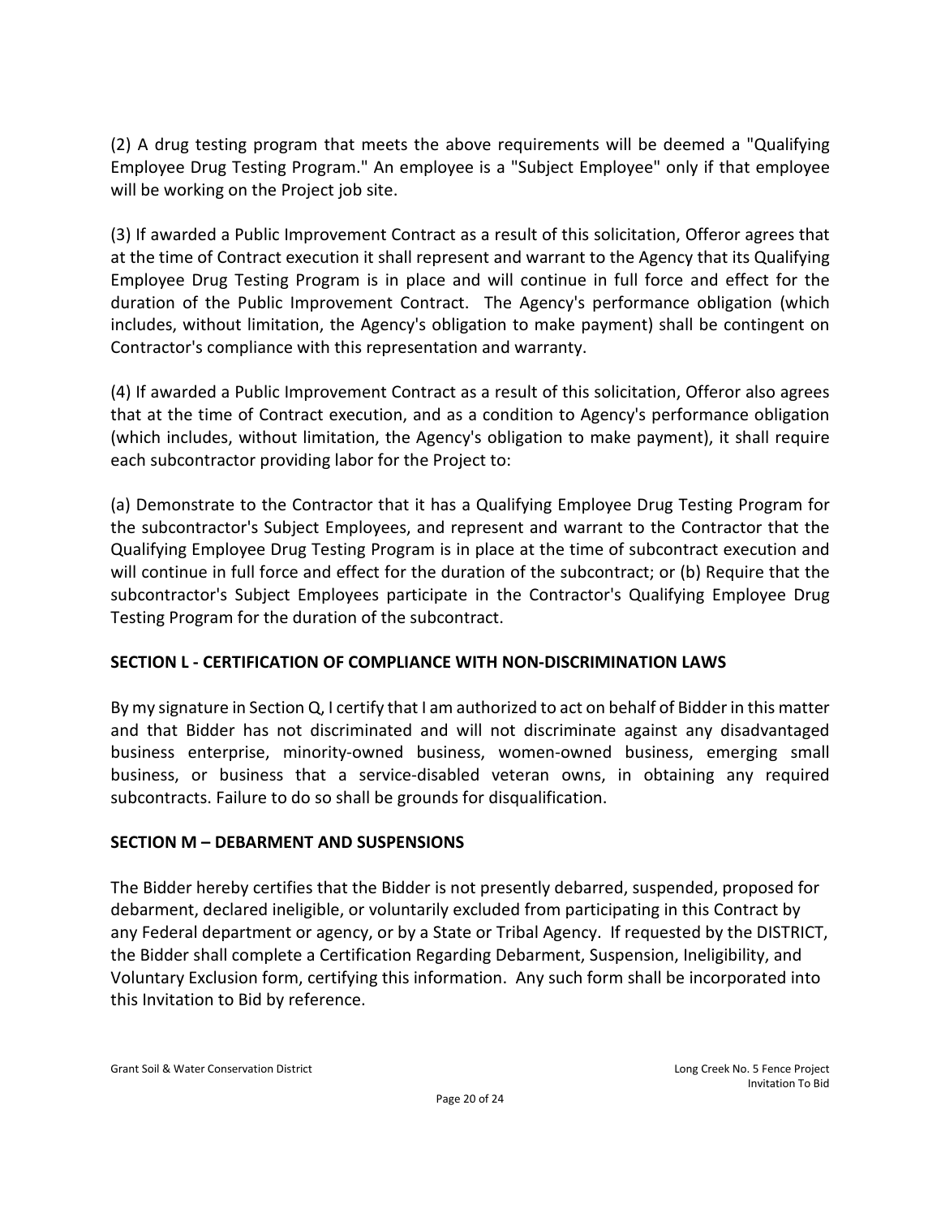(2) A drug testing program that meets the above requirements will be deemed a "Qualifying Employee Drug Testing Program." An employee is a "Subject Employee" only if that employee will be working on the Project job site.

(3) If awarded a Public Improvement Contract as a result of this solicitation, Offeror agrees that at the time of Contract execution it shall represent and warrant to the Agency that its Qualifying Employee Drug Testing Program is in place and will continue in full force and effect for the duration of the Public Improvement Contract. The Agency's performance obligation (which includes, without limitation, the Agency's obligation to make payment) shall be contingent on Contractor's compliance with this representation and warranty.

(4) If awarded a Public Improvement Contract as a result of this solicitation, Offeror also agrees that at the time of Contract execution, and as a condition to Agency's performance obligation (which includes, without limitation, the Agency's obligation to make payment), it shall require each subcontractor providing labor for the Project to:

(a) Demonstrate to the Contractor that it has a Qualifying Employee Drug Testing Program for the subcontractor's Subject Employees, and represent and warrant to the Contractor that the Qualifying Employee Drug Testing Program is in place at the time of subcontract execution and will continue in full force and effect for the duration of the subcontract; or (b) Require that the subcontractor's Subject Employees participate in the Contractor's Qualifying Employee Drug Testing Program for the duration of the subcontract.

## SECTION L - CERTIFICATION OF COMPLIANCE WITH NON-DISCRIMINATION LAWS

By my signature in Section Q, I certify that I am authorized to act on behalf of Bidder in this matter and that Bidder has not discriminated and will not discriminate against any disadvantaged business enterprise, minority-owned business, women-owned business, emerging small business, or business that a service-disabled veteran owns, in obtaining any required subcontracts. Failure to do so shall be grounds for disqualification.

## SECTION M – DEBARMENT AND SUSPENSIONS

The Bidder hereby certifies that the Bidder is not presently debarred, suspended, proposed for debarment, declared ineligible, or voluntarily excluded from participating in this Contract by any Federal department or agency, or by a State or Tribal Agency. If requested by the DISTRICT, the Bidder shall complete a Certification Regarding Debarment, Suspension, Ineligibility, and Voluntary Exclusion form, certifying this information. Any such form shall be incorporated into this Invitation to Bid by reference.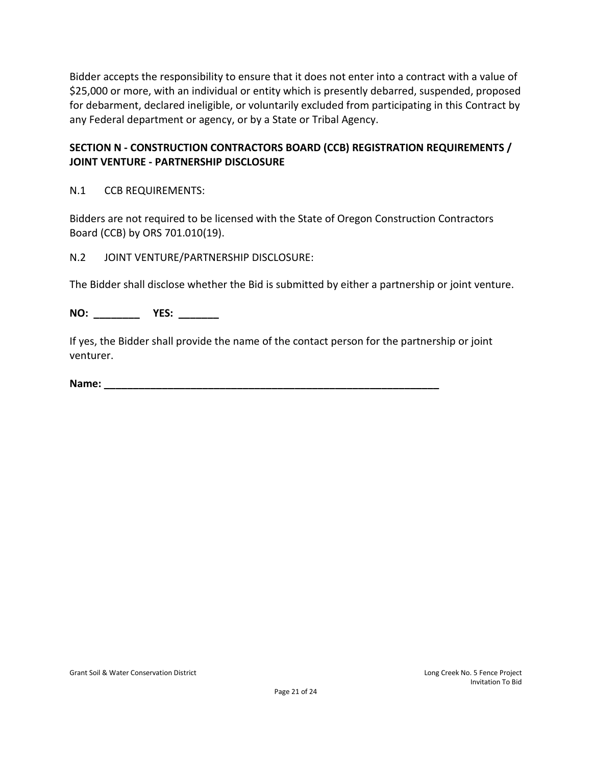Bidder accepts the responsibility to ensure that it does not enter into a contract with a value of $25,000 or more, with an individual or entity which is presently debarred, suspended, proposed for debarment, declared ineligible, or voluntarily excluded from participating in this Contract by any Federal department or agency, or by a State or Tribal Agency.

## SECTION N - CONSTRUCTION CONTRACTORS BOARD (CCB) REGISTRATION REQUIREMENTS / JOINT VENTURE - PARTNERSHIP DISCLOSURE

N.1 CCB REQUIREMENTS:

Bidders are not required to be licensed with the State of Oregon Construction Contractors Board (CCB) by ORS 701.010(19).

N.2 JOINT VENTURE/PARTNERSHIP DISCLOSURE:

The Bidder shall disclose whether the Bid is submitted by either a partnership or joint venture.

**NO: ________ YES: _______**

If yes, the Bidder shall provide the name of the contact person for the partnership or joint venturer.

**Name: ___________________________________________________________**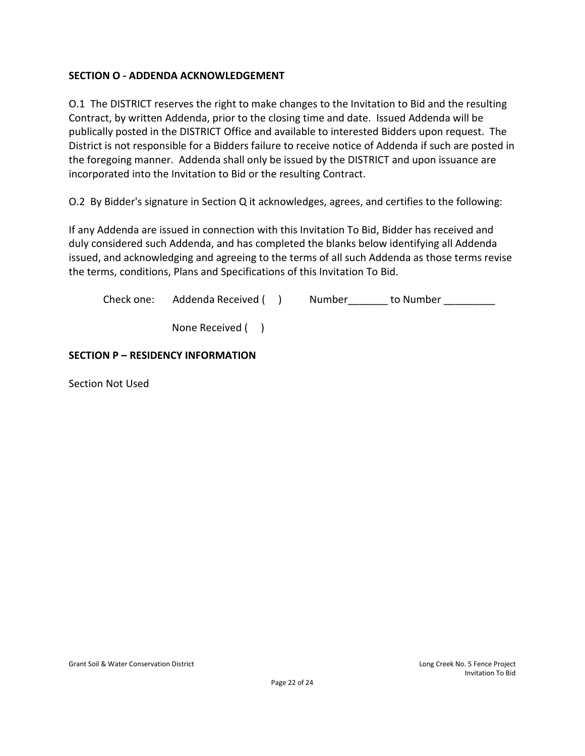## SECTION O - ADDENDA ACKNOWLEDGEMENT

O.1 The DISTRICT reserves the right to make changes to the Invitation to Bid and the resulting Contract, by written Addenda, prior to the closing time and date. Issued Addenda will be publically posted in the DISTRICT Office and available to interested Bidders upon request. The District is not responsible for a Bidders failure to receive notice of Addenda if such are posted in the foregoing manner. Addenda shall only be issued by the DISTRICT and upon issuance are incorporated into the Invitation to Bid or the resulting Contract.

O.2 By Bidder's signature in Section Q it acknowledges, agrees, and certifies to the following:

If any Addenda are issued in connection with this Invitation To Bid, Bidder has received and duly considered such Addenda, and has completed the blanks below identifying all Addenda issued, and acknowledging and agreeing to the terms of all such Addenda as those terms revise the terms, conditions, Plans and Specifications of this Invitation To Bid.

Check one: Addenda Received ( ) Number_______ to Number _________

None Received ( )

## SECTION P – RESIDENCY INFORMATION

Section Not Used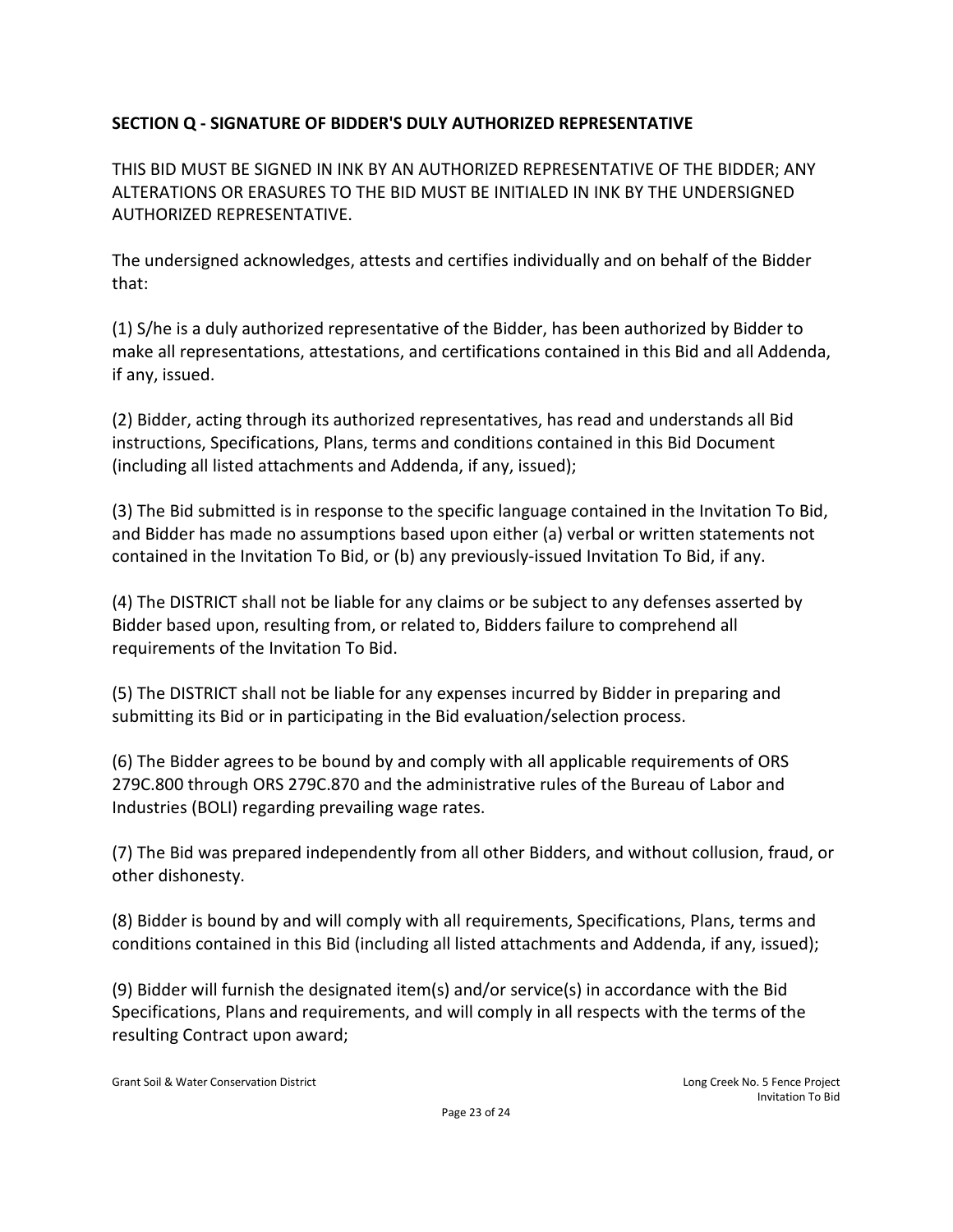## SECTION Q - SIGNATURE OF BIDDER'S DULY AUTHORIZED REPRESENTATIVE

THIS BID MUST BE SIGNED IN INK BY AN AUTHORIZED REPRESENTATIVE OF THE BIDDER; ANY ALTERATIONS OR ERASURES TO THE BID MUST BE INITIALED IN INK BY THE UNDERSIGNED AUTHORIZED REPRESENTATIVE.

The undersigned acknowledges, attests and certifies individually and on behalf of the Bidder that:

(1) S/he is a duly authorized representative of the Bidder, has been authorized by Bidder to make all representations, attestations, and certifications contained in this Bid and all Addenda, if any, issued.

(2) Bidder, acting through its authorized representatives, has read and understands all Bid instructions, Specifications, Plans, terms and conditions contained in this Bid Document (including all listed attachments and Addenda, if any, issued);

(3) The Bid submitted is in response to the specific language contained in the Invitation To Bid, and Bidder has made no assumptions based upon either (a) verbal or written statements not contained in the Invitation To Bid, or (b) any previously-issued Invitation To Bid, if any.

(4) The DISTRICT shall not be liable for any claims or be subject to any defenses asserted by Bidder based upon, resulting from, or related to, Bidders failure to comprehend all requirements of the Invitation To Bid.

(5) The DISTRICT shall not be liable for any expenses incurred by Bidder in preparing and submitting its Bid or in participating in the Bid evaluation/selection process.

(6) The Bidder agrees to be bound by and comply with all applicable requirements of ORS 279C.800 through ORS 279C.870 and the administrative rules of the Bureau of Labor and Industries (BOLI) regarding prevailing wage rates.

(7) The Bid was prepared independently from all other Bidders, and without collusion, fraud, or other dishonesty.

(8) Bidder is bound by and will comply with all requirements, Specifications, Plans, terms and conditions contained in this Bid (including all listed attachments and Addenda, if any, issued);

(9) Bidder will furnish the designated item(s) and/or service(s) in accordance with the Bid Specifications, Plans and requirements, and will comply in all respects with the terms of the resulting Contract upon award;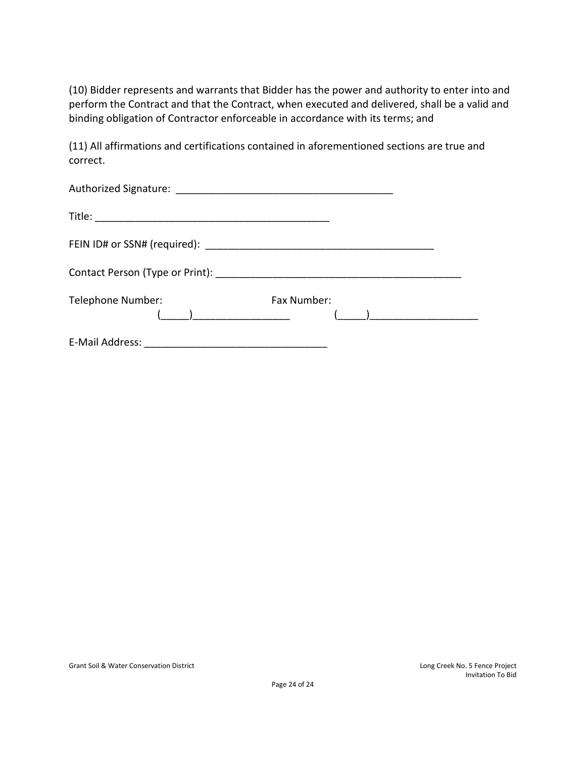(10) Bidder represents and warrants that Bidder has the power and authority to enter into and perform the Contract and that the Contract, when executed and delivered, shall be a valid and binding obligation of Contractor enforceable in accordance with its terms; and

(11) All affirmations and certifications contained in aforementioned sections are true and correct.

Authorized Signature: ______________________________________

Title: ________________________________________

FEIN ID# or SSN# (required): ________________________________________

Contact Person (Type or Print): ________________________________________

Telephone Number: (_____)_________________ Fax Number: (_____)___________________

E-Mail Address: _______________________________